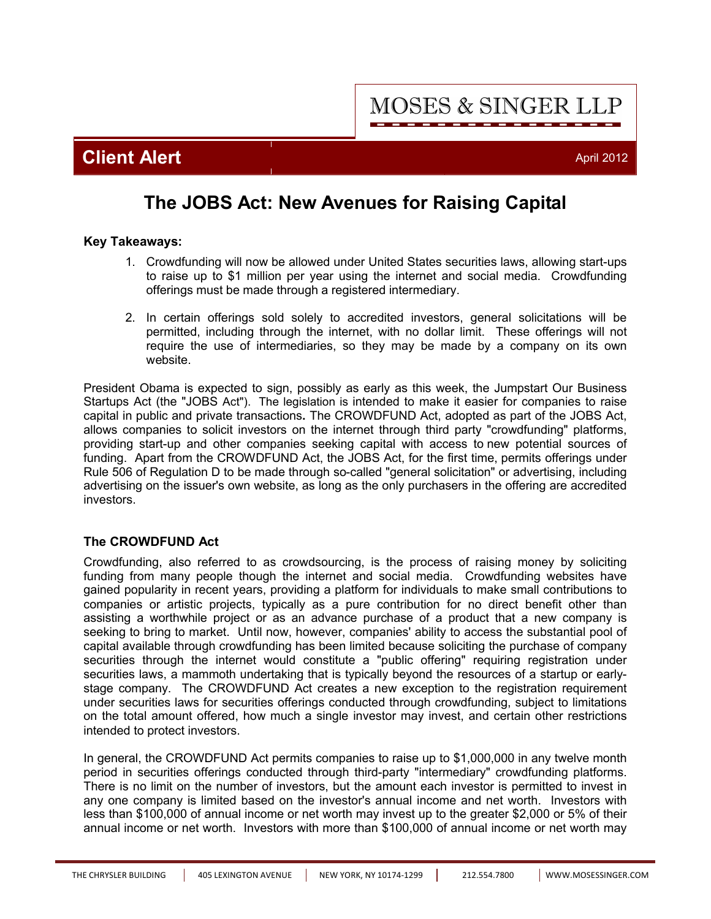MOSES & SINGER LLP

**Client Alert** April 2012

# The JOBS Act: New Avenues for Raising Capital

**Key Takeaways:**

1. Crowdfunding will now be allowed under United States securities laws, allowing start-ups to raise up to $1 million per year using the internet and social media. Crowdfunding offerings must be made through a registered intermediary.

2. In certain offerings sold solely to accredited investors, general solicitations will be permitted, including through the internet, with no dollar limit. These offerings will not require the use of intermediaries, so they may be made by a company on its own website.

President Obama is expected to sign, possibly as early as this week, the Jumpstart Our Business Startups Act (the "JOBS Act"). The legislation is intended to make it easier for companies to raise capital in public and private transactions**.** The CROWDFUND Act, adopted as part of the JOBS Act, allows companies to solicit investors on the internet through third party "crowdfunding" platforms, providing start-up and other companies seeking capital with access to new potential sources of funding. Apart from the CROWDFUND Act, the JOBS Act, for the first time, permits offerings under Rule 506 of Regulation D to be made through so-called "general solicitation" or advertising, including advertising on the issuer's own website, as long as the only purchasers in the offering are accredited investors.

## The CROWDFUND Act

Crowdfunding, also referred to as crowdsourcing, is the process of raising money by soliciting funding from many people though the internet and social media. Crowdfunding websites have gained popularity in recent years, providing a platform for individuals to make small contributions to companies or artistic projects, typically as a pure contribution for no direct benefit other than assisting a worthwhile project or as an advance purchase of a product that a new company is seeking to bring to market. Until now, however, companies' ability to access the substantial pool of capital available through crowdfunding has been limited because soliciting the purchase of company securities through the internet would constitute a "public offering" requiring registration under securities laws, a mammoth undertaking that is typically beyond the resources of a startup or early-stage company. The CROWDFUND Act creates a new exception to the registration requirement under securities laws for securities offerings conducted through crowdfunding, subject to limitations on the total amount offered, how much a single investor may invest, and certain other restrictions intended to protect investors.

In general, the CROWDFUND Act permits companies to raise up to $1,000,000 in any twelve month period in securities offerings conducted through third-party "intermediary" crowdfunding platforms. There is no limit on the number of investors, but the amount each investor is permitted to invest in any one company is limited based on the investor's annual income and net worth. Investors with less than $100,000 of annual income or net worth may invest up to the greater $2,000 or 5% of their annual income or net worth. Investors with more than $100,000 of annual income or net worth may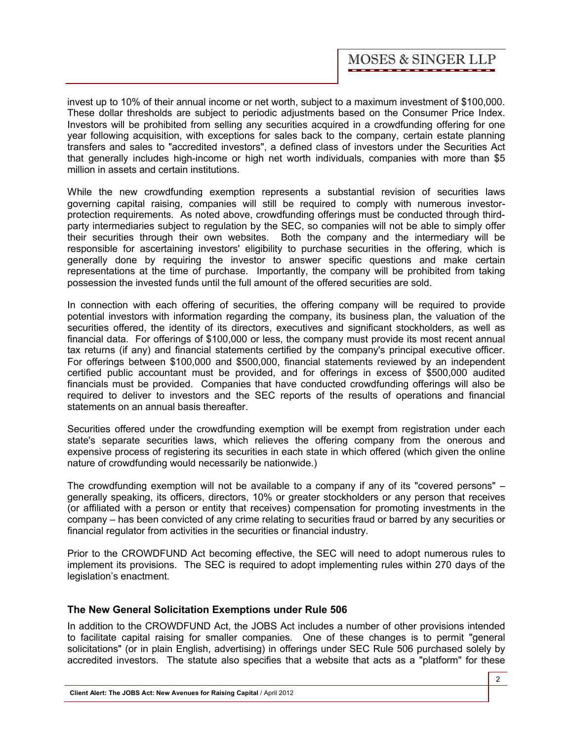invest up to 10% of their annual income or net worth, subject to a maximum investment of $100,000. These dollar thresholds are subject to periodic adjustments based on the Consumer Price Index. Investors will be prohibited from selling any securities acquired in a crowdfunding offering for one year following acquisition, with exceptions for sales back to the company, certain estate planning transfers and sales to "accredited investors", a defined class of investors under the Securities Act that generally includes high-income or high net worth individuals, companies with more than $5 million in assets and certain institutions.

While the new crowdfunding exemption represents a substantial revision of securities laws governing capital raising, companies will still be required to comply with numerous investor-protection requirements. As noted above, crowdfunding offerings must be conducted through third-party intermediaries subject to regulation by the SEC, so companies will not be able to simply offer their securities through their own websites. Both the company and the intermediary will be responsible for ascertaining investors' eligibility to purchase securities in the offering, which is generally done by requiring the investor to answer specific questions and make certain representations at the time of purchase. Importantly, the company will be prohibited from taking possession the invested funds until the full amount of the offered securities are sold.

In connection with each offering of securities, the offering company will be required to provide potential investors with information regarding the company, its business plan, the valuation of the securities offered, the identity of its directors, executives and significant stockholders, as well as financial data. For offerings of $100,000 or less, the company must provide its most recent annual tax returns (if any) and financial statements certified by the company's principal executive officer. For offerings between $100,000 and $500,000, financial statements reviewed by an independent certified public accountant must be provided, and for offerings in excess of $500,000 audited financials must be provided. Companies that have conducted crowdfunding offerings will also be required to deliver to investors and the SEC reports of the results of operations and financial statements on an annual basis thereafter.

Securities offered under the crowdfunding exemption will be exempt from registration under each state's separate securities laws, which relieves the offering company from the onerous and expensive process of registering its securities in each state in which offered (which given the online nature of crowdfunding would necessarily be nationwide.)

The crowdfunding exemption will not be available to a company if any of its "covered persons" – generally speaking, its officers, directors, 10% or greater stockholders or any person that receives (or affiliated with a person or entity that receives) compensation for promoting investments in the company – has been convicted of any crime relating to securities fraud or barred by any securities or financial regulator from activities in the securities or financial industry.

Prior to the CROWDFUND Act becoming effective, the SEC will need to adopt numerous rules to implement its provisions. The SEC is required to adopt implementing rules within 270 days of the legislation's enactment.

### The New General Solicitation Exemptions under Rule 506

In addition to the CROWDFUND Act, the JOBS Act includes a number of other provisions intended to facilitate capital raising for smaller companies. One of these changes is to permit "general solicitations" (or in plain English, advertising) in offerings under SEC Rule 506 purchased solely by accredited investors. The statute also specifies that a website that acts as a "platform" for these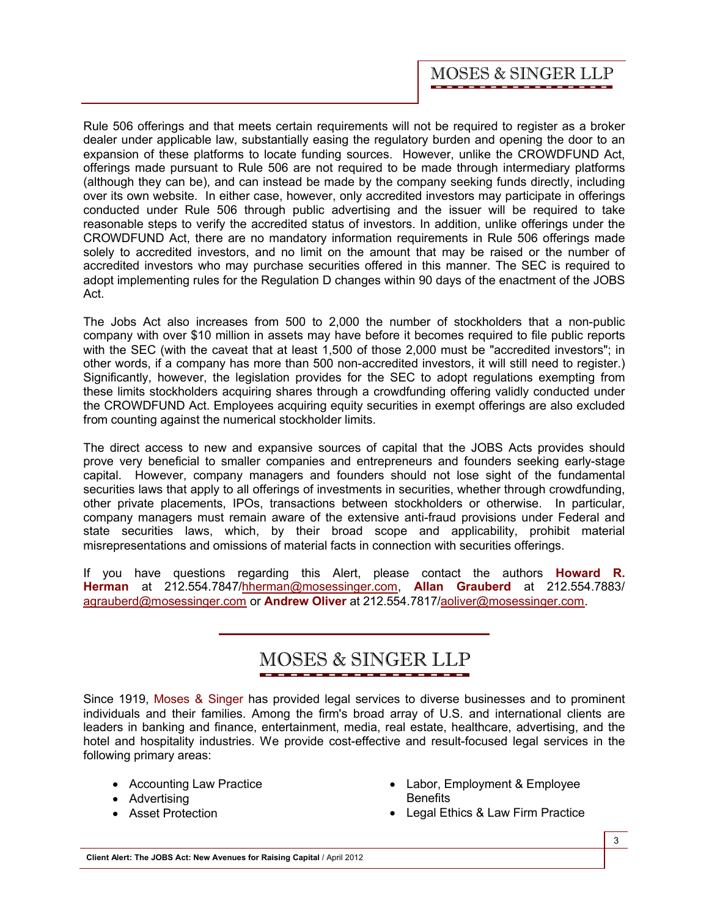Rule 506 offerings and that meets certain requirements will not be required to register as a broker dealer under applicable law, substantially easing the regulatory burden and opening the door to an expansion of these platforms to locate funding sources. However, unlike the CROWDFUND Act, offerings made pursuant to Rule 506 are not required to be made through intermediary platforms (although they can be), and can instead be made by the company seeking funds directly, including over its own website. In either case, however, only accredited investors may participate in offerings conducted under Rule 506 through public advertising and the issuer will be required to take reasonable steps to verify the accredited status of investors. In addition, unlike offerings under the CROWDFUND Act, there are no mandatory information requirements in Rule 506 offerings made solely to accredited investors, and no limit on the amount that may be raised or the number of accredited investors who may purchase securities offered in this manner. The SEC is required to adopt implementing rules for the Regulation D changes within 90 days of the enactment of the JOBS Act.

The Jobs Act also increases from 500 to 2,000 the number of stockholders that a non-public company with over $10 million in assets may have before it becomes required to file public reports with the SEC (with the caveat that at least 1,500 of those 2,000 must be "accredited investors"; in other words, if a company has more than 500 non-accredited investors, it will still need to register.) Significantly, however, the legislation provides for the SEC to adopt regulations exempting from these limits stockholders acquiring shares through a crowdfunding offering validly conducted under the CROWDFUND Act. Employees acquiring equity securities in exempt offerings are also excluded from counting against the numerical stockholder limits.

The direct access to new and expansive sources of capital that the JOBS Acts provides should prove very beneficial to smaller companies and entrepreneurs and founders seeking early-stage capital. However, company managers and founders should not lose sight of the fundamental securities laws that apply to all offerings of investments in securities, whether through crowdfunding, other private placements, IPOs, transactions between stockholders or otherwise. In particular, company managers must remain aware of the extensive anti-fraud provisions under Federal and state securities laws, which, by their broad scope and applicability, prohibit material misrepresentations and omissions of material facts in connection with securities offerings.

If you have questions regarding this Alert, please contact the authors **Howard R. Herman** at 212.554.7847/hherman@mosessinger.com, **Allan Grauberd** at 212.554.7883/ agrauberd@mosessinger.com or **Andrew Oliver** at 212.554.7817/aoliver@mosessinger.com.

## MOSES & SINGER LLP

Since 1919, Moses & Singer has provided legal services to diverse businesses and to prominent individuals and their families. Among the firm's broad array of U.S. and international clients are leaders in banking and finance, entertainment, media, real estate, healthcare, advertising, and the hotel and hospitality industries. We provide cost-effective and result-focused legal services in the following primary areas:

- Accounting Law Practice
- Advertising
- Asset Protection
- Labor, Employment & Employee Benefits
- Legal Ethics & Law Firm Practice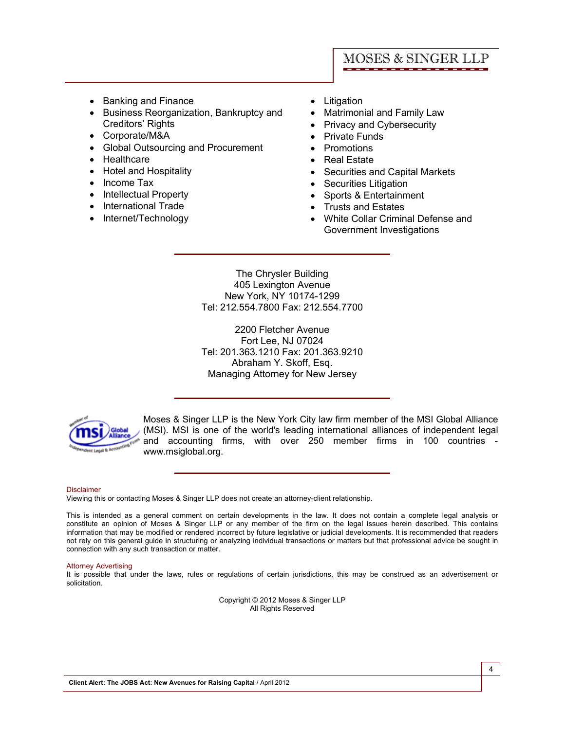- Banking and Finance
- Business Reorganization, Bankruptcy and Creditors' Rights
- Corporate/M&A
- Global Outsourcing and Procurement
- Healthcare
- Hotel and Hospitality
- Income Tax
- Intellectual Property
- International Trade
- Internet/Technology
- Litigation
- Matrimonial and Family Law
- Privacy and Cybersecurity
- Private Funds
- Promotions
- Real Estate
- Securities and Capital Markets
- Securities Litigation
- Sports & Entertainment
- Trusts and Estates
- White Collar Criminal Defense and Government Investigations

---

The Chrysler Building
405 Lexington Avenue
New York, NY 10174-1299
Tel: 212.554.7800 Fax: 212.554.7700

2200 Fletcher Avenue
Fort Lee, NJ 07024
Tel: 201.363.1210 Fax: 201.363.9210
Abraham Y. Skoff, Esq.
Managing Attorney for New Jersey

---

Moses & Singer LLP is the New York City law firm member of the MSI Global Alliance (MSI). MSI is one of the world's leading international alliances of independent legal and accounting firms, with over 250 member firms in 100 countries - www.msiglobal.org.

---

Disclaimer
Viewing this or contacting Moses & Singer LLP does not create an attorney-client relationship.

This is intended as a general comment on certain developments in the law. It does not contain a complete legal analysis or constitute an opinion of Moses & Singer LLP or any member of the firm on the legal issues herein described. This contains information that may be modified or rendered incorrect by future legislative or judicial developments. It is recommended that readers not rely on this general guide in structuring or analyzing individual transactions or matters but that professional advice be sought in connection with any such transaction or matter.

Attorney Advertising
It is possible that under the laws, rules or regulations of certain jurisdictions, this may be construed as an advertisement or solicitation.

Copyright © 2012 Moses & Singer LLP
All Rights Reserved